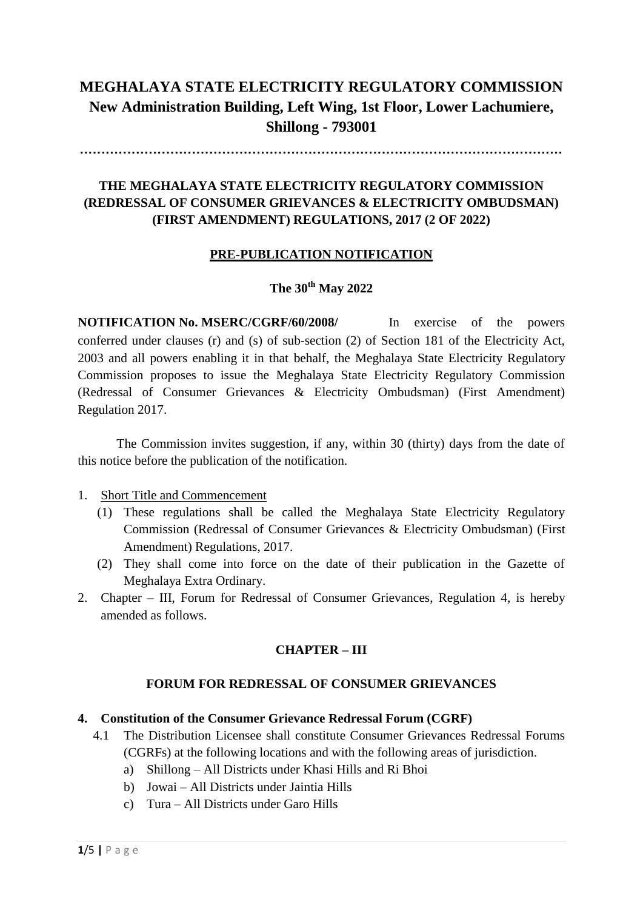# MEGHALAYA STATE ELECTRICITY REGULATORY COMMISSION
## New Administration Building, Left Wing, 1st Floor, Lower Lachumiere, Shillong - 793001

…………………………………………………………………………………………………

### THE MEGHALAYA STATE ELECTRICITY REGULATORY COMMISSION (REDRESSAL OF CONSUMER GRIEVANCES & ELECTRICITY OMBUDSMAN) (FIRST AMENDMENT) REGULATIONS, 2017 (2 OF 2022)

### PRE-PUBLICATION NOTIFICATION

**The 30th May 2022**

**NOTIFICATION No. MSERC/CGRF/60/2008/** In exercise of the powers conferred under clauses (r) and (s) of sub-section (2) of Section 181 of the Electricity Act, 2003 and all powers enabling it in that behalf, the Meghalaya State Electricity Regulatory Commission proposes to issue the Meghalaya State Electricity Regulatory Commission (Redressal of Consumer Grievances & Electricity Ombudsman) (First Amendment) Regulation 2017.

The Commission invites suggestion, if any, within 30 (thirty) days from the date of this notice before the publication of the notification.

1. Short Title and Commencement
   (1) These regulations shall be called the Meghalaya State Electricity Regulatory Commission (Redressal of Consumer Grievances & Electricity Ombudsman) (First Amendment) Regulations, 2017.
   (2) They shall come into force on the date of their publication in the Gazette of Meghalaya Extra Ordinary.
2. Chapter – III, Forum for Redressal of Consumer Grievances, Regulation 4, is hereby amended as follows.

### CHAPTER – III

### FORUM FOR REDRESSAL OF CONSUMER GRIEVANCES

**4. Constitution of the Consumer Grievance Redressal Forum (CGRF)**

4.1 The Distribution Licensee shall constitute Consumer Grievances Redressal Forums (CGRFs) at the following locations and with the following areas of jurisdiction.

   a) Shillong – All Districts under Khasi Hills and Ri Bhoi
   b) Jowai – All Districts under Jaintia Hills
   c) Tura – All Districts under Garo Hills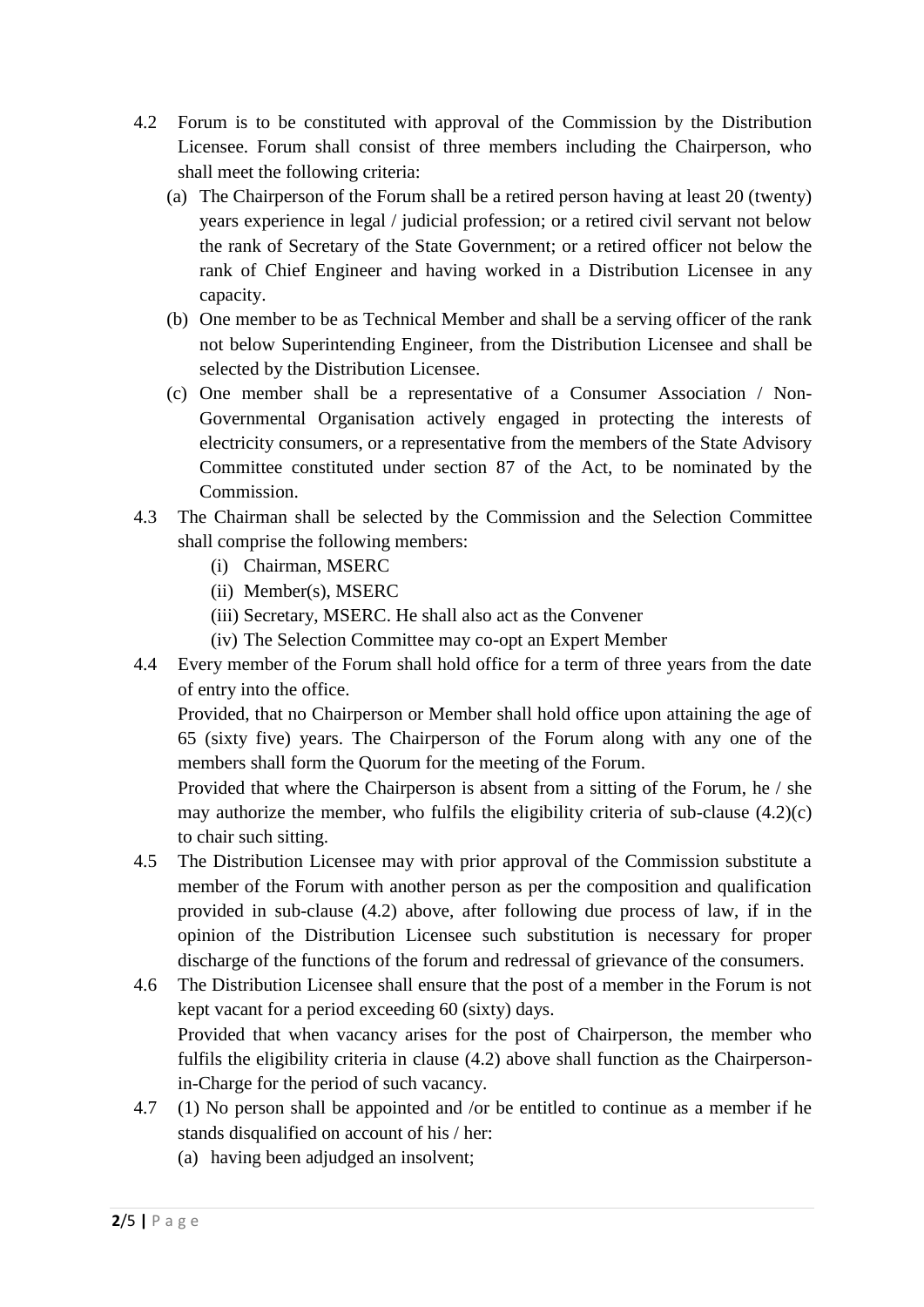4.2 Forum is to be constituted with approval of the Commission by the Distribution Licensee. Forum shall consist of three members including the Chairperson, who shall meet the following criteria:

   (a) The Chairperson of the Forum shall be a retired person having at least 20 (twenty) years experience in legal / judicial profession; or a retired civil servant not below the rank of Secretary of the State Government; or a retired officer not below the rank of Chief Engineer and having worked in a Distribution Licensee in any capacity.

   (b) One member to be as Technical Member and shall be a serving officer of the rank not below Superintending Engineer, from the Distribution Licensee and shall be selected by the Distribution Licensee.

   (c) One member shall be a representative of a Consumer Association / Non-Governmental Organisation actively engaged in protecting the interests of electricity consumers, or a representative from the members of the State Advisory Committee constituted under section 87 of the Act, to be nominated by the Commission.

4.3 The Chairman shall be selected by the Commission and the Selection Committee shall comprise the following members:

   (i) Chairman, MSERC
   (ii) Member(s), MSERC
   (iii) Secretary, MSERC. He shall also act as the Convener
   (iv) The Selection Committee may co-opt an Expert Member

4.4 Every member of the Forum shall hold office for a term of three years from the date of entry into the office.

   Provided, that no Chairperson or Member shall hold office upon attaining the age of 65 (sixty five) years. The Chairperson of the Forum along with any one of the members shall form the Quorum for the meeting of the Forum.

   Provided that where the Chairperson is absent from a sitting of the Forum, he / she may authorize the member, who fulfils the eligibility criteria of sub-clause (4.2)(c) to chair such sitting.

4.5 The Distribution Licensee may with prior approval of the Commission substitute a member of the Forum with another person as per the composition and qualification provided in sub-clause (4.2) above, after following due process of law, if in the opinion of the Distribution Licensee such substitution is necessary for proper discharge of the functions of the forum and redressal of grievance of the consumers.

4.6 The Distribution Licensee shall ensure that the post of a member in the Forum is not kept vacant for a period exceeding 60 (sixty) days.

   Provided that when vacancy arises for the post of Chairperson, the member who fulfils the eligibility criteria in clause (4.2) above shall function as the Chairperson-in-Charge for the period of such vacancy.

4.7 (1) No person shall be appointed and /or be entitled to continue as a member if he stands disqualified on account of his / her:

   (a) having been adjudged an insolvent;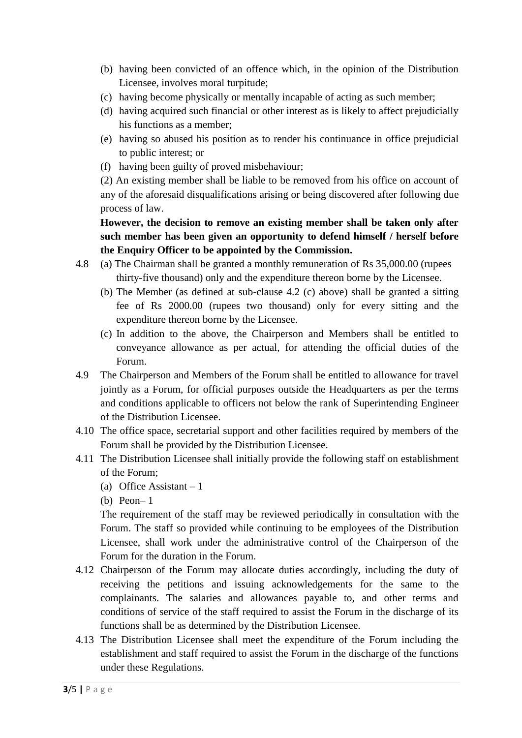(b) having been convicted of an offence which, in the opinion of the Distribution Licensee, involves moral turpitude;

(c) having become physically or mentally incapable of acting as such member;

(d) having acquired such financial or other interest as is likely to affect prejudicially his functions as a member;

(e) having so abused his position as to render his continuance in office prejudicial to public interest; or

(f) having been guilty of proved misbehaviour;

(2) An existing member shall be liable to be removed from his office on account of any of the aforesaid disqualifications arising or being discovered after following due process of law.

**However, the decision to remove an existing member shall be taken only after such member has been given an opportunity to defend himself / herself before the Enquiry Officer to be appointed by the Commission.**

4.8 (a) The Chairman shall be granted a monthly remuneration of Rs 35,000.00 (rupees thirty-five thousand) only and the expenditure thereon borne by the Licensee.

(b) The Member (as defined at sub-clause 4.2 (c) above) shall be granted a sitting fee of Rs 2000.00 (rupees two thousand) only for every sitting and the expenditure thereon borne by the Licensee.

(c) In addition to the above, the Chairperson and Members shall be entitled to conveyance allowance as per actual, for attending the official duties of the Forum.

4.9 The Chairperson and Members of the Forum shall be entitled to allowance for travel jointly as a Forum, for official purposes outside the Headquarters as per the terms and conditions applicable to officers not below the rank of Superintending Engineer of the Distribution Licensee.

4.10 The office space, secretarial support and other facilities required by members of the Forum shall be provided by the Distribution Licensee.

4.11 The Distribution Licensee shall initially provide the following staff on establishment of the Forum;

(a) Office Assistant – 1

(b) Peon– 1

The requirement of the staff may be reviewed periodically in consultation with the Forum. The staff so provided while continuing to be employees of the Distribution Licensee, shall work under the administrative control of the Chairperson of the Forum for the duration in the Forum.

4.12 Chairperson of the Forum may allocate duties accordingly, including the duty of receiving the petitions and issuing acknowledgements for the same to the complainants. The salaries and allowances payable to, and other terms and conditions of service of the staff required to assist the Forum in the discharge of its functions shall be as determined by the Distribution Licensee.

4.13 The Distribution Licensee shall meet the expenditure of the Forum including the establishment and staff required to assist the Forum in the discharge of the functions under these Regulations.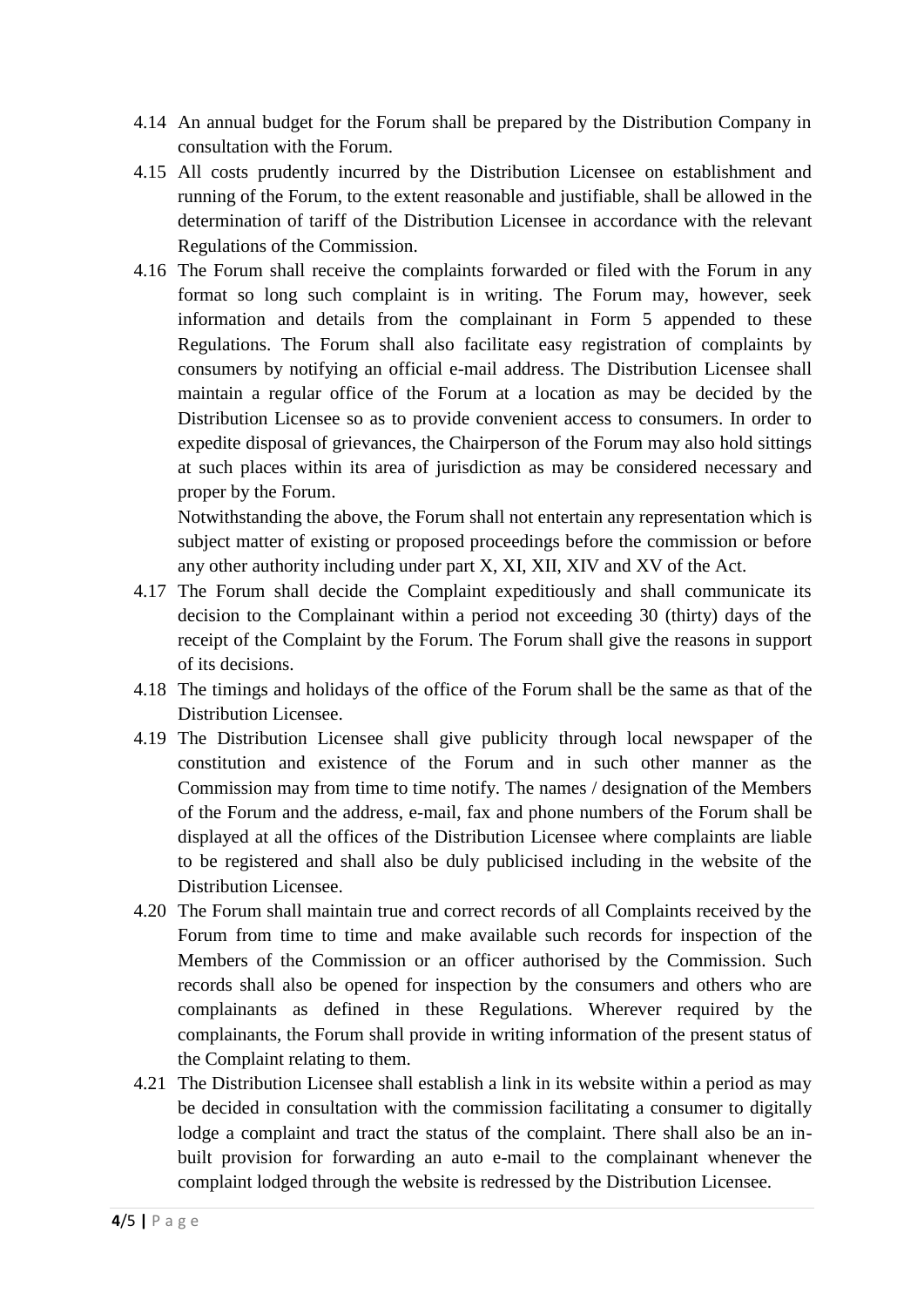4.14 An annual budget for the Forum shall be prepared by the Distribution Company in consultation with the Forum.

4.15 All costs prudently incurred by the Distribution Licensee on establishment and running of the Forum, to the extent reasonable and justifiable, shall be allowed in the determination of tariff of the Distribution Licensee in accordance with the relevant Regulations of the Commission.

4.16 The Forum shall receive the complaints forwarded or filed with the Forum in any format so long such complaint is in writing. The Forum may, however, seek information and details from the complainant in Form 5 appended to these Regulations. The Forum shall also facilitate easy registration of complaints by consumers by notifying an official e-mail address. The Distribution Licensee shall maintain a regular office of the Forum at a location as may be decided by the Distribution Licensee so as to provide convenient access to consumers. In order to expedite disposal of grievances, the Chairperson of the Forum may also hold sittings at such places within its area of jurisdiction as may be considered necessary and proper by the Forum.

Notwithstanding the above, the Forum shall not entertain any representation which is subject matter of existing or proposed proceedings before the commission or before any other authority including under part X, XI, XII, XIV and XV of the Act.

4.17 The Forum shall decide the Complaint expeditiously and shall communicate its decision to the Complainant within a period not exceeding 30 (thirty) days of the receipt of the Complaint by the Forum. The Forum shall give the reasons in support of its decisions.

4.18 The timings and holidays of the office of the Forum shall be the same as that of the Distribution Licensee.

4.19 The Distribution Licensee shall give publicity through local newspaper of the constitution and existence of the Forum and in such other manner as the Commission may from time to time notify. The names / designation of the Members of the Forum and the address, e-mail, fax and phone numbers of the Forum shall be displayed at all the offices of the Distribution Licensee where complaints are liable to be registered and shall also be duly publicised including in the website of the Distribution Licensee.

4.20 The Forum shall maintain true and correct records of all Complaints received by the Forum from time to time and make available such records for inspection of the Members of the Commission or an officer authorised by the Commission. Such records shall also be opened for inspection by the consumers and others who are complainants as defined in these Regulations. Wherever required by the complainants, the Forum shall provide in writing information of the present status of the Complaint relating to them.

4.21 The Distribution Licensee shall establish a link in its website within a period as may be decided in consultation with the commission facilitating a consumer to digitally lodge a complaint and tract the status of the complaint. There shall also be an in-built provision for forwarding an auto e-mail to the complainant whenever the complaint lodged through the website is redressed by the Distribution Licensee.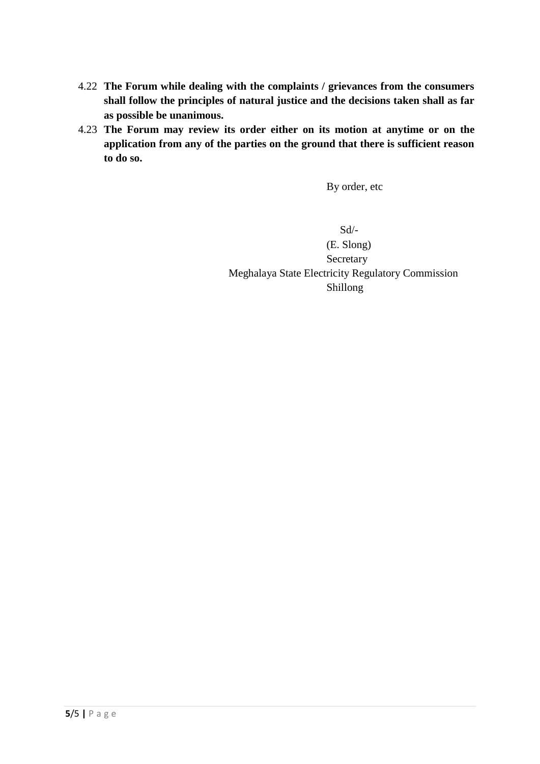4.22 **The Forum while dealing with the complaints / grievances from the consumers shall follow the principles of natural justice and the decisions taken shall as far as possible be unanimous.**

4.23 **The Forum may review its order either on its motion at anytime or on the application from any of the parties on the ground that there is sufficient reason to do so.**

By order, etc

Sd/-
(E. Slong)
Secretary
Meghalaya State Electricity Regulatory Commission
Shillong